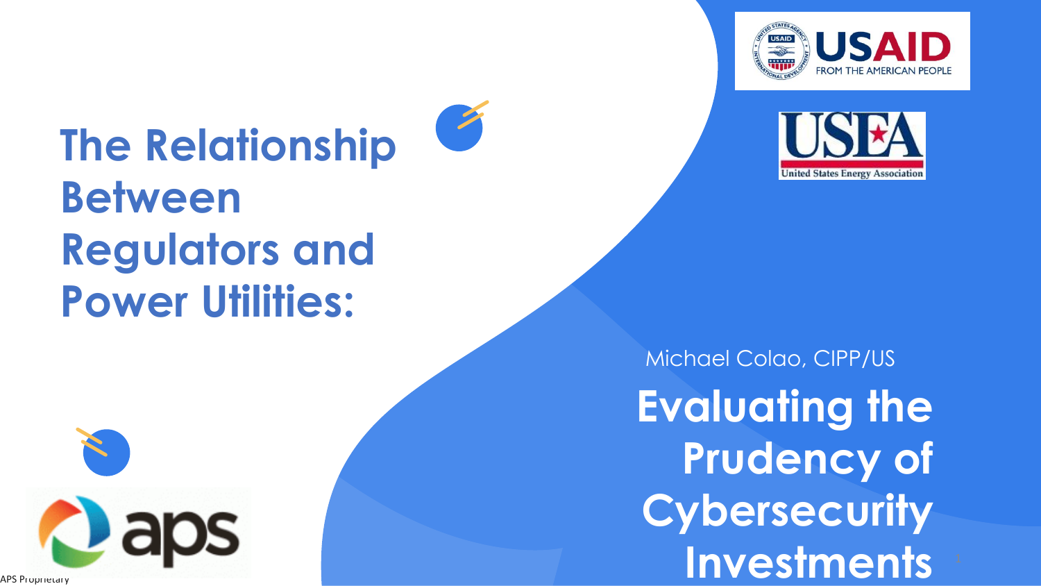# The Relationship Between Regulators and Power Utilities:

Michael Colao, CIPP/US

## Evaluating the Prudency of Cybersecurity Investments

APS Proprietary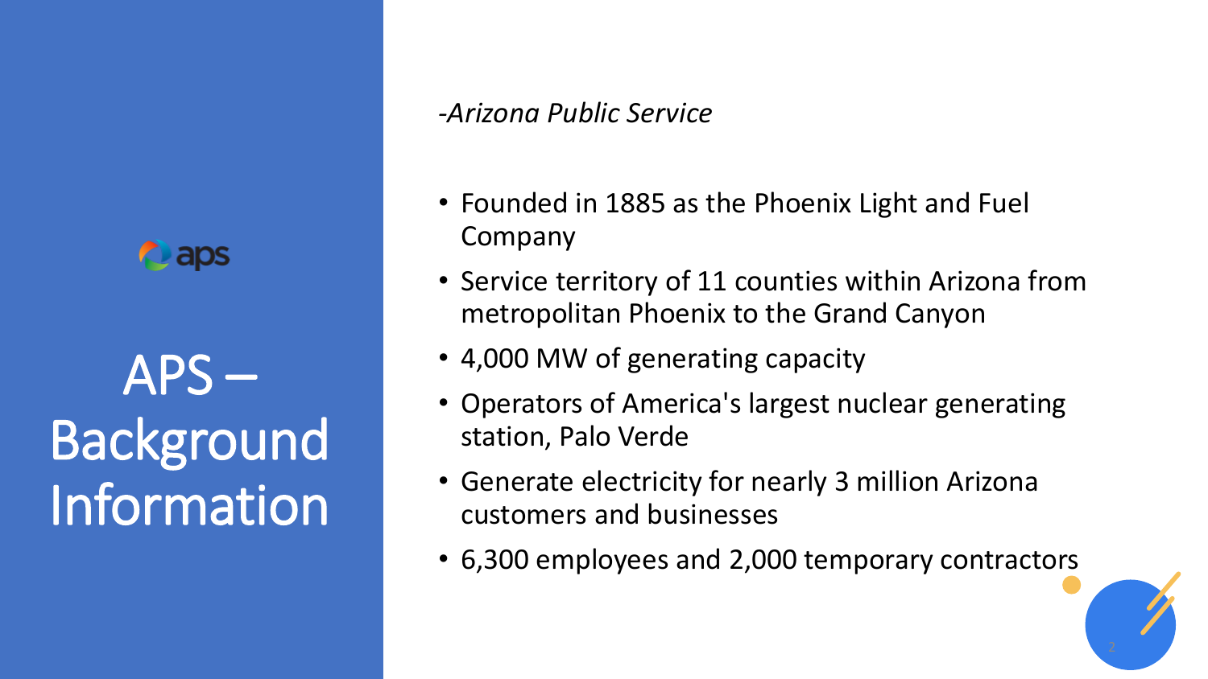# APS – Background Information

*-Arizona Public Service*

- Founded in 1885 as the Phoenix Light and Fuel Company
- Service territory of 11 counties within Arizona from metropolitan Phoenix to the Grand Canyon
- 4,000 MW of generating capacity
- Operators of America's largest nuclear generating station, Palo Verde
- Generate electricity for nearly 3 million Arizona customers and businesses
- 6,300 employees and 2,000 temporary contractors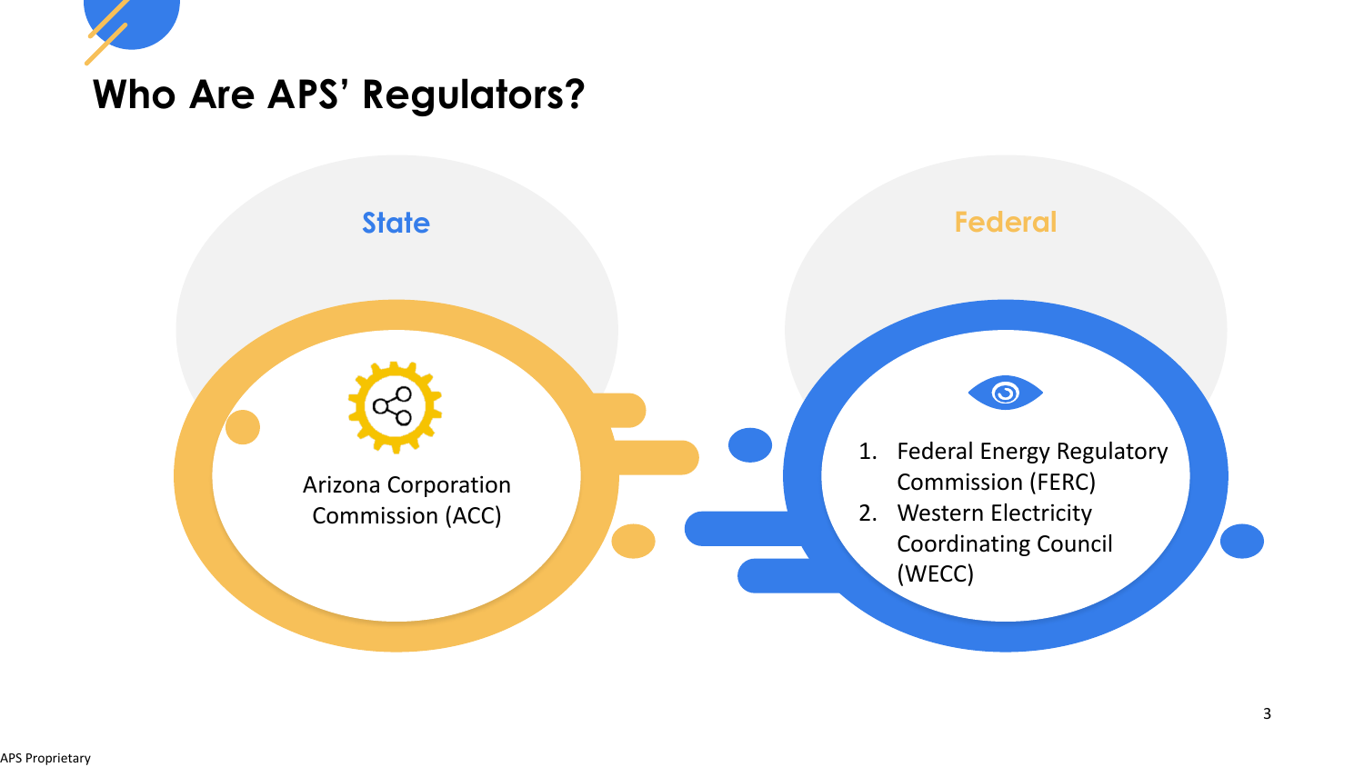# Who Are APS' Regulators?

## State

Arizona Corporation Commission (ACC)

## Federal

1. Federal Energy Regulatory Commission (FERC)
2. Western Electricity Coordinating Council (WECC)

APS Proprietary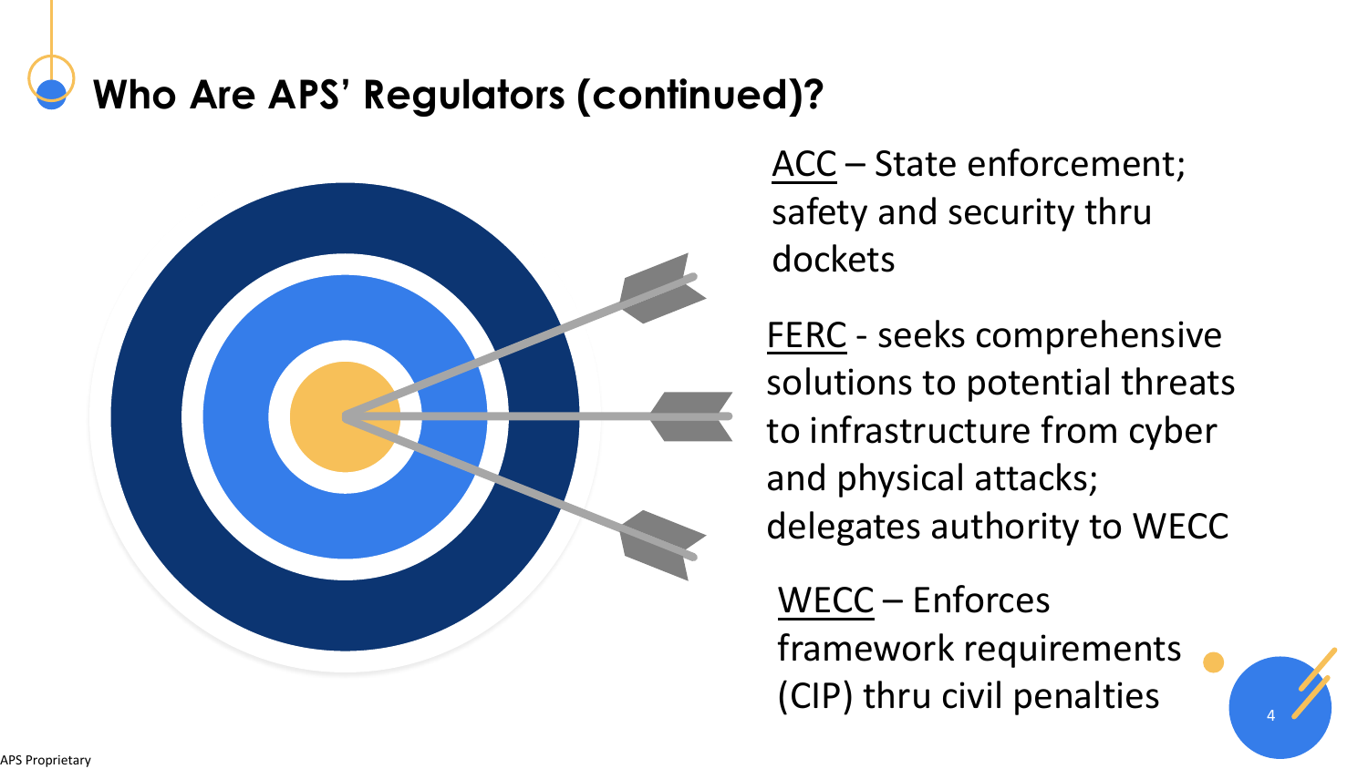# Who Are APS' Regulators (continued)?

<u>ACC</u> – State enforcement; safety and security thru dockets

<u>FERC</u> - seeks comprehensive solutions to potential threats to infrastructure from cyber and physical attacks; delegates authority to WECC

<u>WECC</u> – Enforces framework requirements (CIP) thru civil penalties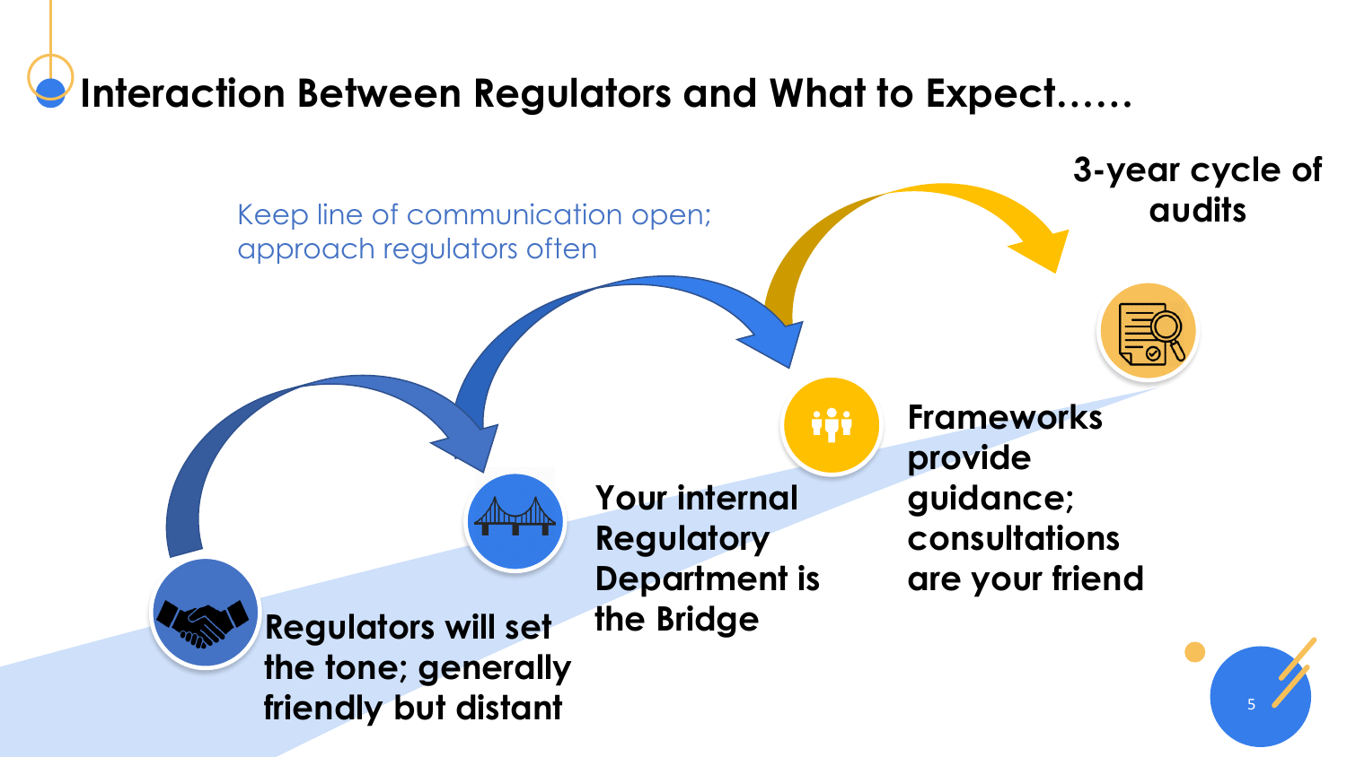# Interaction Between Regulators and What to Expect……

Keep line of communication open; approach regulators often

**Regulators will set the tone; generally friendly but distant**

**Your internal Regulatory Department is the Bridge**

**Frameworks provide guidance; consultations are your friend**

**3-year cycle of audits**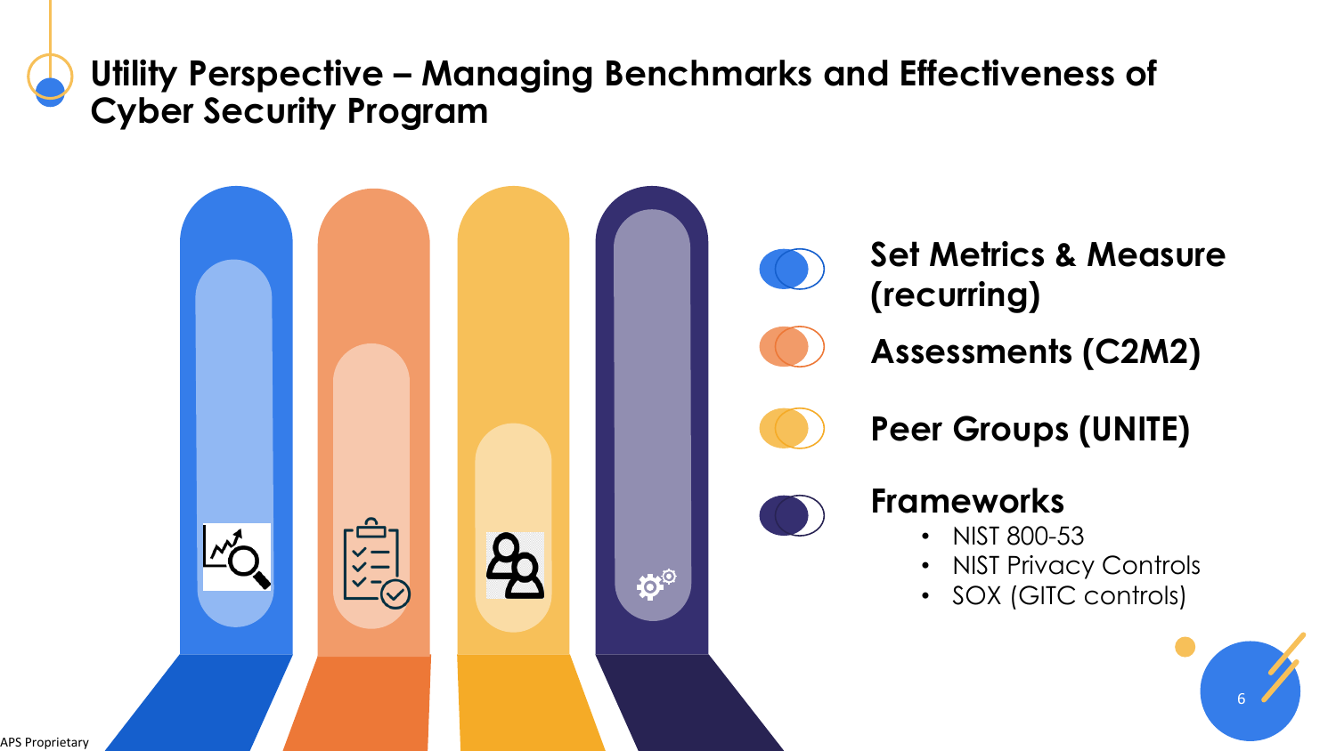# Utility Perspective – Managing Benchmarks and Effectiveness of Cyber Security Program

**Set Metrics & Measure (recurring)**

**Assessments (C2M2)**

**Peer Groups (UNITE)**

**Frameworks**

- NIST 800-53
- NIST Privacy Controls
- SOX (GITC controls)

APS Proprietary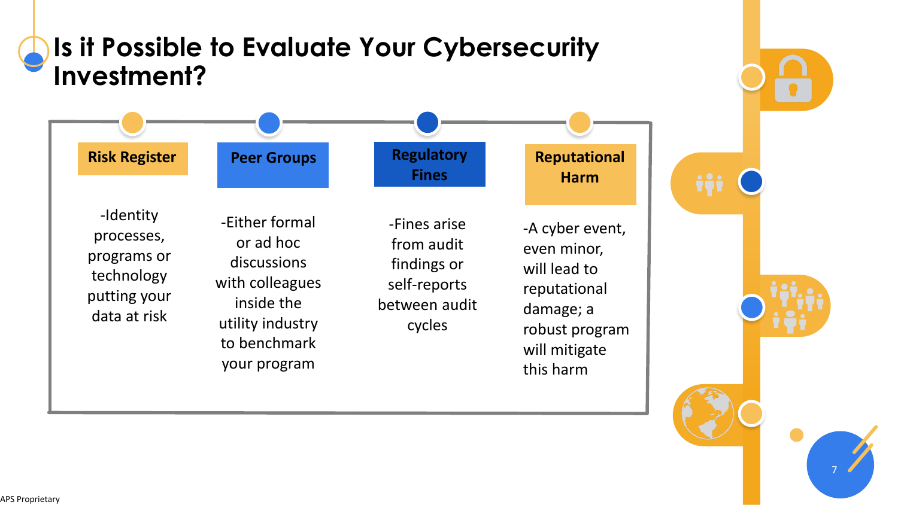# Is it Possible to Evaluate Your Cybersecurity Investment?

**Risk Register**

-Identity processes, programs or technology putting your data at risk

**Peer Groups**

-Either formal or ad hoc discussions with colleagues inside the utility industry to benchmark your program

**Regulatory Fines**

-Fines arise from audit findings or self-reports between audit cycles

**Reputational Harm**

-A cyber event, even minor, will lead to reputational damage; a robust program will mitigate this harm

APS Proprietary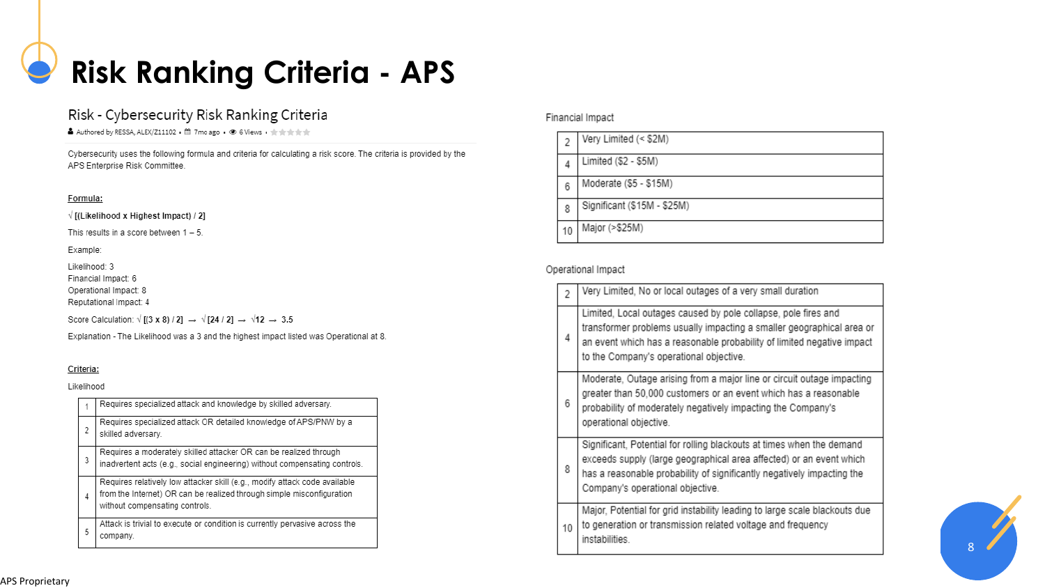# Risk Ranking Criteria - APS

## Risk - Cybersecurity Risk Ranking Criteria

Authored by RESSA, ALEX/Z11102 • 7mo ago • 6 Views •

Cybersecurity uses the following formula and criteria for calculating a risk score. The criteria is provided by the APS Enterprise Risk Committee.

**Formula:**

**√ [(Likelihood x Highest Impact) / 2]**

This results in a score between 1 – 5.

Example:

Likelihood: 3
Financial Impact: 6
Operational Impact: 8
Reputational Impact: 4

Score Calculation: √ **[(3 x 8) / 2]** → √**[24 / 2]** → √**12** → **3.5**

Explanation - The Likelihood was a 3 and the highest impact listed was Operational at 8.

**Criteria:**

Likelihood

| | |
|---|---|
| 1 | Requires specialized attack and knowledge by skilled adversary. |
| 2 | Requires specialized attack OR detailed knowledge of APS/PNW by a skilled adversary. |
| 3 | Requires a moderately skilled attacker OR can be realized through inadvertent acts (e.g., social engineering) without compensating controls. |
| 4 | Requires relatively low attacker skill (e.g., modify attack code available from the Internet) OR can be realized through simple misconfiguration without compensating controls. |
| 5 | Attack is trivial to execute or condition is currently pervasive across the company. |

Financial Impact

| | |
|---|---|
| 2 | Very Limited (< $2M) |
| 4 | Limited ($2 - $5M) |
| 6 | Moderate ($5 - $15M) |
| 8 | Significant ($15M - $25M) |
| 10 | Major (>$25M) |

Operational Impact

| | |
|---|---|
| 2 | Very Limited, No or local outages of a very small duration |
| 4 | Limited, Local outages caused by pole collapse, pole fires and transformer problems usually impacting a smaller geographical area or an event which has a reasonable probability of limited negative impact to the Company's operational objective. |
| 6 | Moderate, Outage arising from a major line or circuit outage impacting greater than 50,000 customers or an event which has a reasonable probability of moderately negatively impacting the Company's operational objective. |
| 8 | Significant, Potential for rolling blackouts at times when the demand exceeds supply (large geographical area affected) or an event which has a reasonable probability of significantly negatively impacting the Company's operational objective. |
| 10 | Major, Potential for grid instability leading to large scale blackouts due to generation or transmission related voltage and frequency instabilities. |

APS Proprietary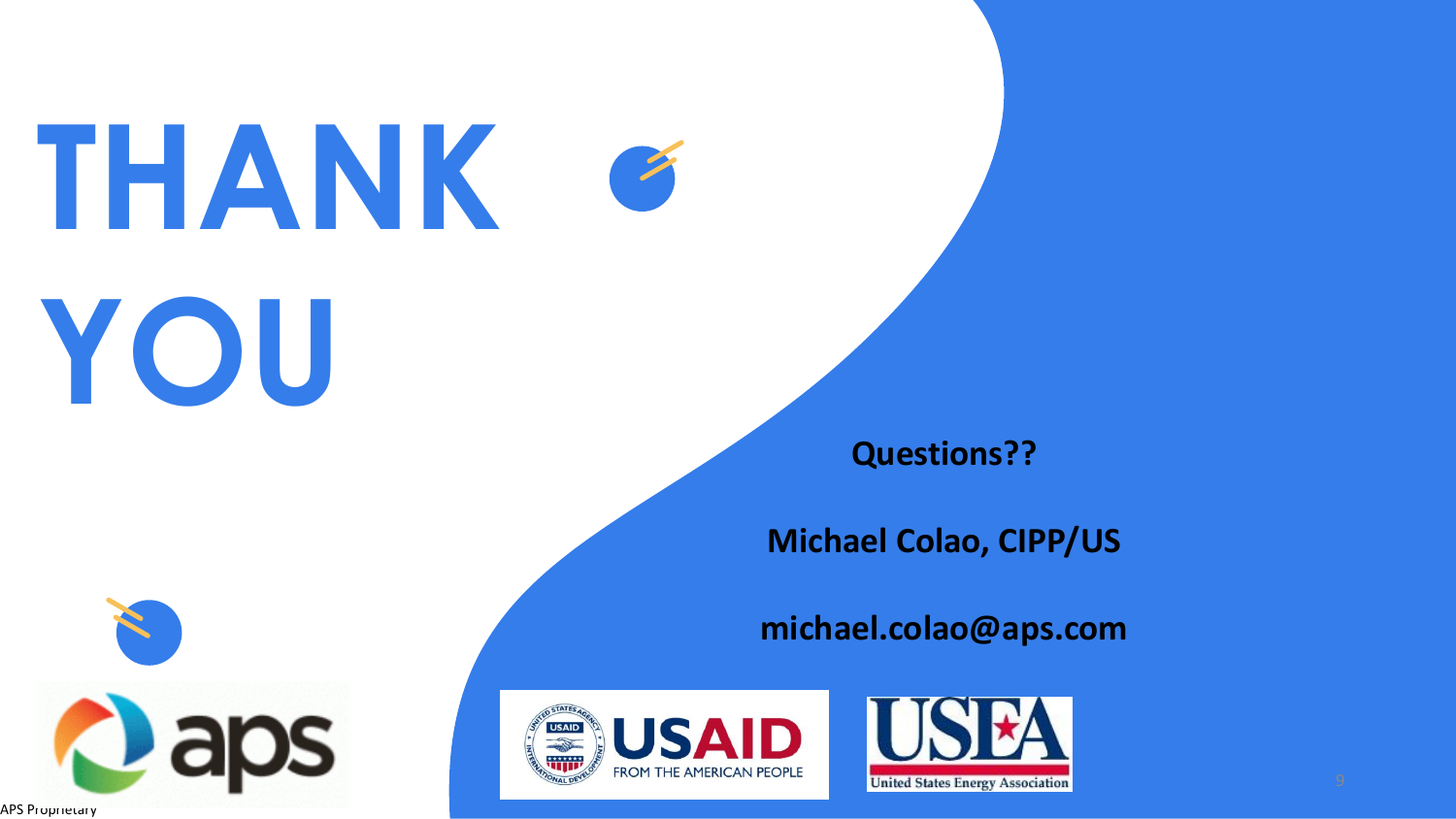# THANK YOU

**Questions??**

**Michael Colao, CIPP/US**

**michael.colao@aps.com**

APS Proprietary